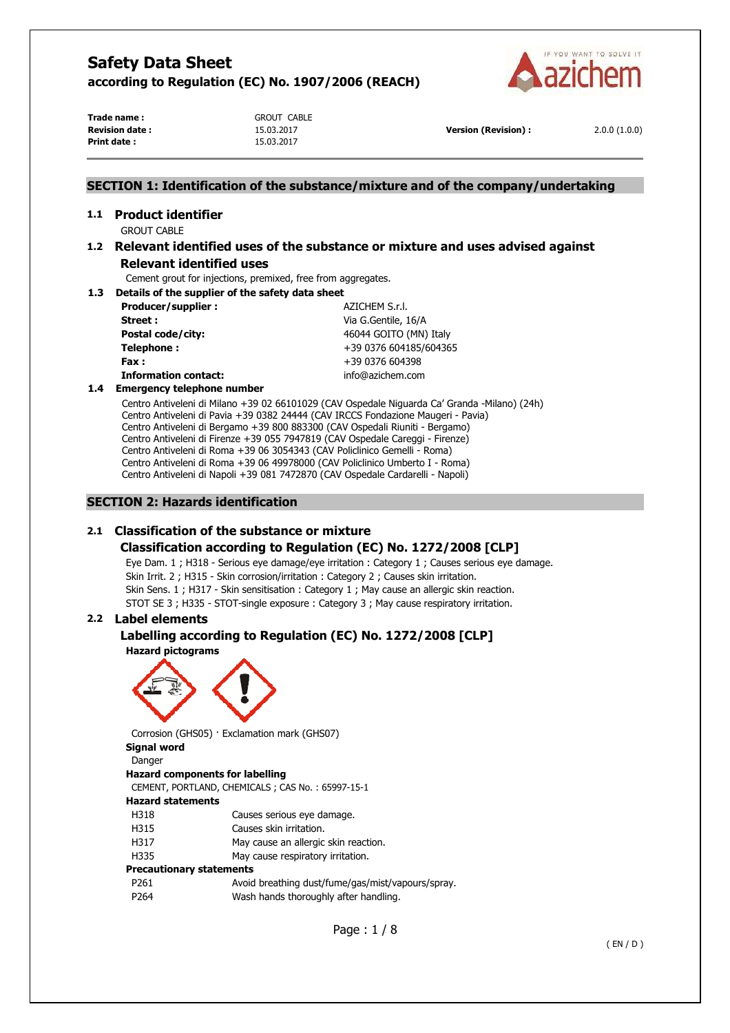# Safety Data Sheet

**according to Regulation (EC) No. 1907/2006 (REACH)**

| | | | |
|---|---|---|---|
| **Trade name :** | GROUT CABLE | | |
| **Revision date :** | 15.03.2017 | **Version (Revision) :** | 2.0.0 (1.0.0) |
| **Print date :** | 15.03.2017 | | |

## SECTION 1: Identification of the substance/mixture and of the company/undertaking

### 1.1 Product identifier

GROUT CABLE

### 1.2 Relevant identified uses of the substance or mixture and uses advised against

#### Relevant identified uses

Cement grout for injections, premixed, free from aggregates.

### 1.3 Details of the supplier of the safety data sheet

| | |
|---|---|
| **Producer/supplier :** | AZICHEM S.r.l. |
| **Street :** | Via G.Gentile, 16/A |
| **Postal code/city:** | 46044 GOITO (MN) Italy |
| **Telephone :** | +39 0376 604185/604365 |
| **Fax :** | +39 0376 604398 |
| **Information contact:** | info@azichem.com |

### 1.4 Emergency telephone number

Centro Antiveleni di Milano +39 02 66101029 (CAV Ospedale Niguarda Ca' Granda -Milano) (24h)
Centro Antiveleni di Pavia +39 0382 24444 (CAV IRCCS Fondazione Maugeri - Pavia)
Centro Antiveleni di Bergamo +39 800 883300 (CAV Ospedali Riuniti - Bergamo)
Centro Antiveleni di Firenze +39 055 7947819 (CAV Ospedale Careggi - Firenze)
Centro Antiveleni di Roma +39 06 3054343 (CAV Policlinico Gemelli - Roma)
Centro Antiveleni di Roma +39 06 49978000 (CAV Policlinico Umberto I - Roma)
Centro Antiveleni di Napoli +39 081 7472870 (CAV Ospedale Cardarelli - Napoli)

## SECTION 2: Hazards identification

### 2.1 Classification of the substance or mixture

#### Classification according to Regulation (EC) No. 1272/2008 [CLP]

Eye Dam. 1 ; H318 - Serious eye damage/eye irritation : Category 1 ; Causes serious eye damage.
Skin Irrit. 2 ; H315 - Skin corrosion/irritation : Category 2 ; Causes skin irritation.
Skin Sens. 1 ; H317 - Skin sensitisation : Category 1 ; May cause an allergic skin reaction.
STOT SE 3 ; H335 - STOT-single exposure : Category 3 ; May cause respiratory irritation.

### 2.2 Label elements

#### Labelling according to Regulation (EC) No. 1272/2008 [CLP]

**Hazard pictograms**

Corrosion (GHS05) · Exclamation mark (GHS07)

**Signal word**

Danger

**Hazard components for labelling**

CEMENT, PORTLAND, CHEMICALS ; CAS No. : 65997-15-1

**Hazard statements**

| | |
|---|---|
| H318 | Causes serious eye damage. |
| H315 | Causes skin irritation. |
| H317 | May cause an allergic skin reaction. |
| H335 | May cause respiratory irritation. |

**Precautionary statements**

| | |
|---|---|
| P261 | Avoid breathing dust/fume/gas/mist/vapours/spray. |
| P264 | Wash hands thoroughly after handling. |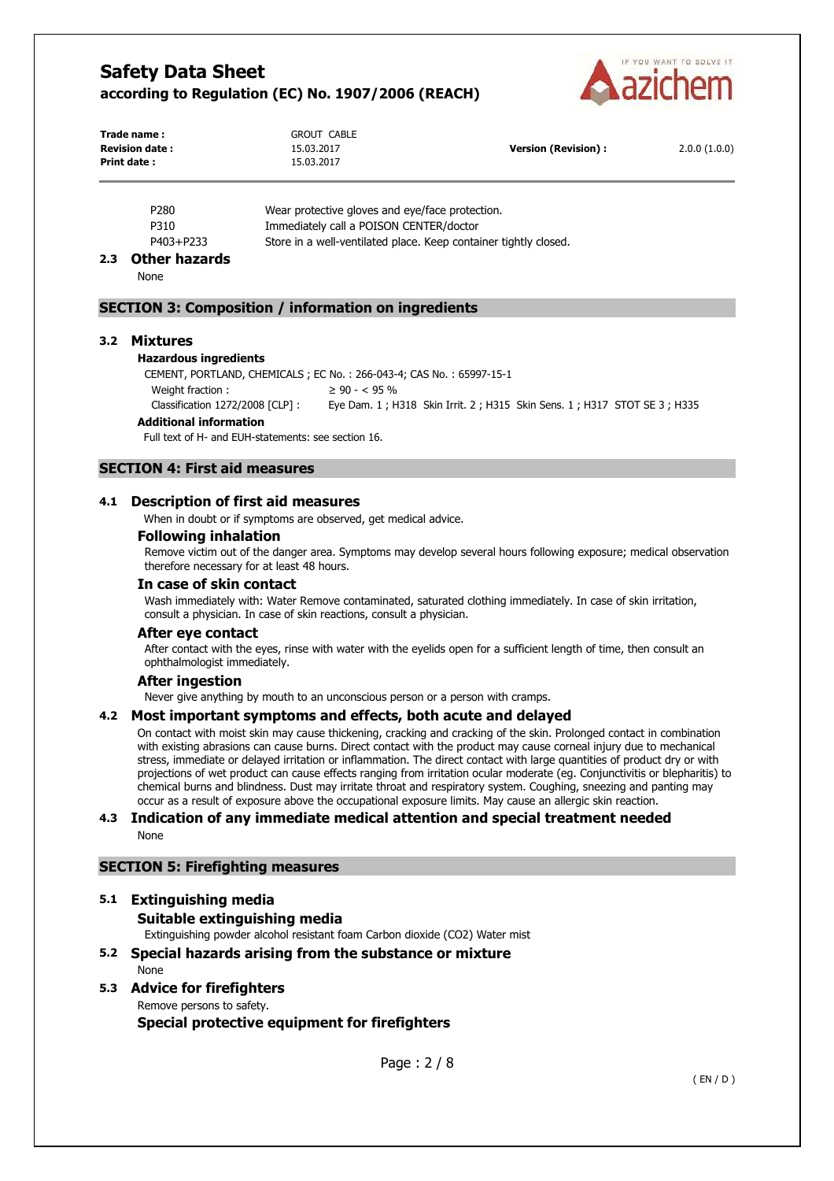| | |
|---|---|
| P280 | Wear protective gloves and eye/face protection. |
| P310 | Immediately call a POISON CENTER/doctor |
| P403+P233 | Store in a well-ventilated place. Keep container tightly closed. |

### 2.3 Other hazards

None

## SECTION 3: Composition / information on ingredients

### 3.2 Mixtures

**Hazardous ingredients**

CEMENT, PORTLAND, CHEMICALS ; EC No. : 266-043-4; CAS No. : 65997-15-1

| | |
|---|---|
| Weight fraction : | ≥ 90 - < 95 % |
| Classification 1272/2008 [CLP] : | Eye Dam. 1 ; H318 Skin Irrit. 2 ; H315 Skin Sens. 1 ; H317 STOT SE 3 ; H335 |

**Additional information**

Full text of H- and EUH-statements: see section 16.

## SECTION 4: First aid measures

### 4.1 Description of first aid measures

When in doubt or if symptoms are observed, get medical advice.

#### Following inhalation

Remove victim out of the danger area. Symptoms may develop several hours following exposure; medical observation therefore necessary for at least 48 hours.

#### In case of skin contact

Wash immediately with: Water Remove contaminated, saturated clothing immediately. In case of skin irritation, consult a physician. In case of skin reactions, consult a physician.

#### After eye contact

After contact with the eyes, rinse with water with the eyelids open for a sufficient length of time, then consult an ophthalmologist immediately.

#### After ingestion

Never give anything by mouth to an unconscious person or a person with cramps.

### 4.2 Most important symptoms and effects, both acute and delayed

On contact with moist skin may cause thickening, cracking and cracking of the skin. Prolonged contact in combination with existing abrasions can cause burns. Direct contact with the product may cause corneal injury due to mechanical stress, immediate or delayed irritation or inflammation. The direct contact with large quantities of product dry or with projections of wet product can cause effects ranging from irritation ocular moderate (eg. Conjunctivitis or blepharitis) to chemical burns and blindness. Dust may irritate throat and respiratory system. Coughing, sneezing and panting may occur as a result of exposure above the occupational exposure limits. May cause an allergic skin reaction.

### 4.3 Indication of any immediate medical attention and special treatment needed

None

## SECTION 5: Firefighting measures

### 5.1 Extinguishing media

#### Suitable extinguishing media

Extinguishing powder alcohol resistant foam Carbon dioxide ($CO_2$) Water mist

### 5.2 Special hazards arising from the substance or mixture

None

### 5.3 Advice for firefighters

Remove persons to safety.

#### Special protective equipment for firefighters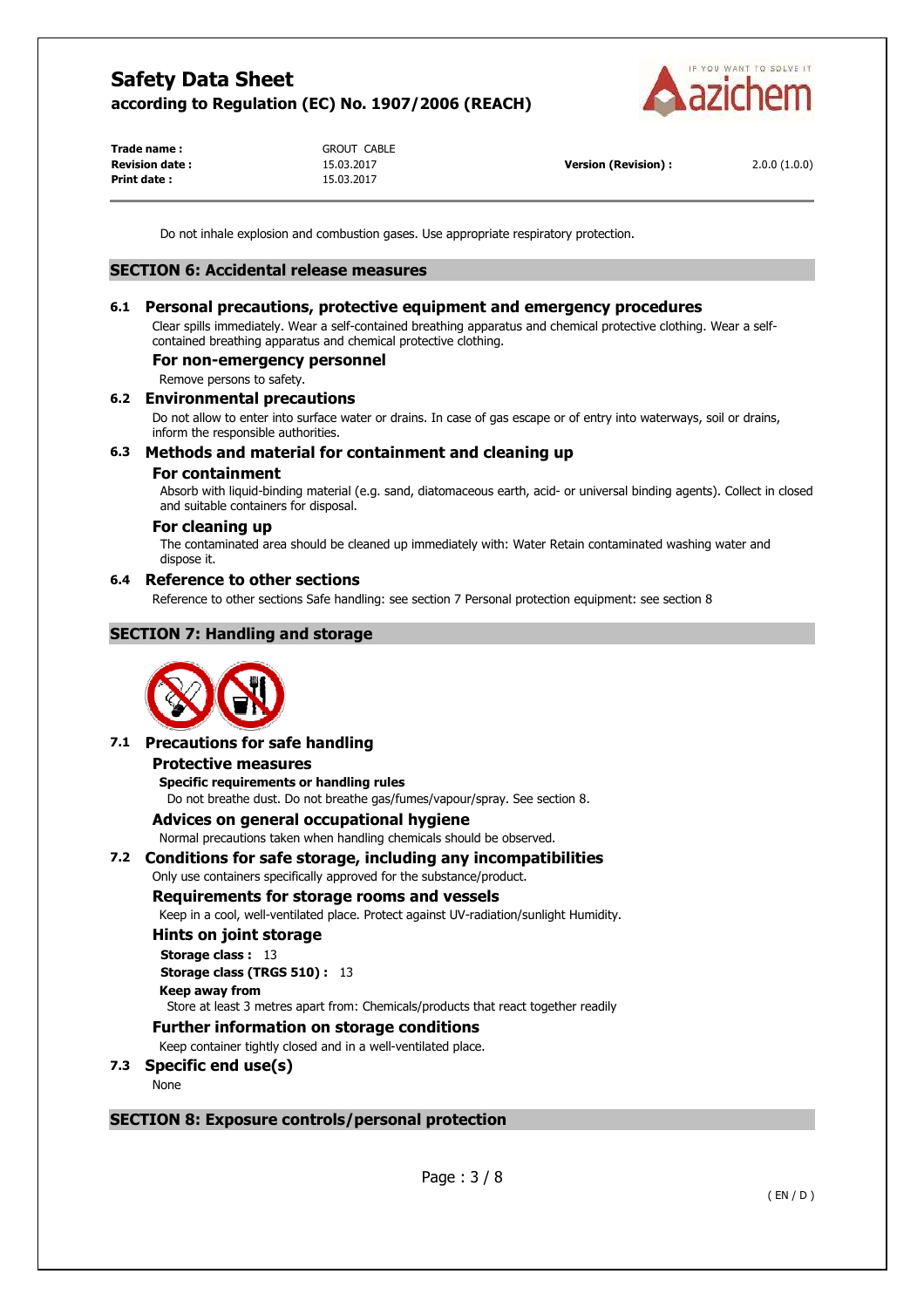Do not inhale explosion and combustion gases. Use appropriate respiratory protection.

## SECTION 6: Accidental release measures

### 6.1 Personal precautions, protective equipment and emergency procedures

Clear spills immediately. Wear a self-contained breathing apparatus and chemical protective clothing. Wear a self-contained breathing apparatus and chemical protective clothing.

#### For non-emergency personnel

Remove persons to safety.

### 6.2 Environmental precautions

Do not allow to enter into surface water or drains. In case of gas escape or of entry into waterways, soil or drains, inform the responsible authorities.

### 6.3 Methods and material for containment and cleaning up

#### For containment

Absorb with liquid-binding material (e.g. sand, diatomaceous earth, acid- or universal binding agents). Collect in closed and suitable containers for disposal.

#### For cleaning up

The contaminated area should be cleaned up immediately with: Water Retain contaminated washing water and dispose it.

### 6.4 Reference to other sections

Reference to other sections Safe handling: see section 7 Personal protection equipment: see section 8

## SECTION 7: Handling and storage

### 7.1 Precautions for safe handling

#### Protective measures

**Specific requirements or handling rules**

Do not breathe dust. Do not breathe gas/fumes/vapour/spray. See section 8.

#### Advices on general occupational hygiene

Normal precautions taken when handling chemicals should be observed.

### 7.2 Conditions for safe storage, including any incompatibilities

Only use containers specifically approved for the substance/product.

#### Requirements for storage rooms and vessels

Keep in a cool, well-ventilated place. Protect against UV-radiation/sunlight Humidity.

#### Hints on joint storage

**Storage class :** 13

**Storage class (TRGS 510) :** 13

**Keep away from**

Store at least 3 metres apart from: Chemicals/products that react together readily

#### Further information on storage conditions

Keep container tightly closed and in a well-ventilated place.

### 7.3 Specific end use(s)

None

## SECTION 8: Exposure controls/personal protection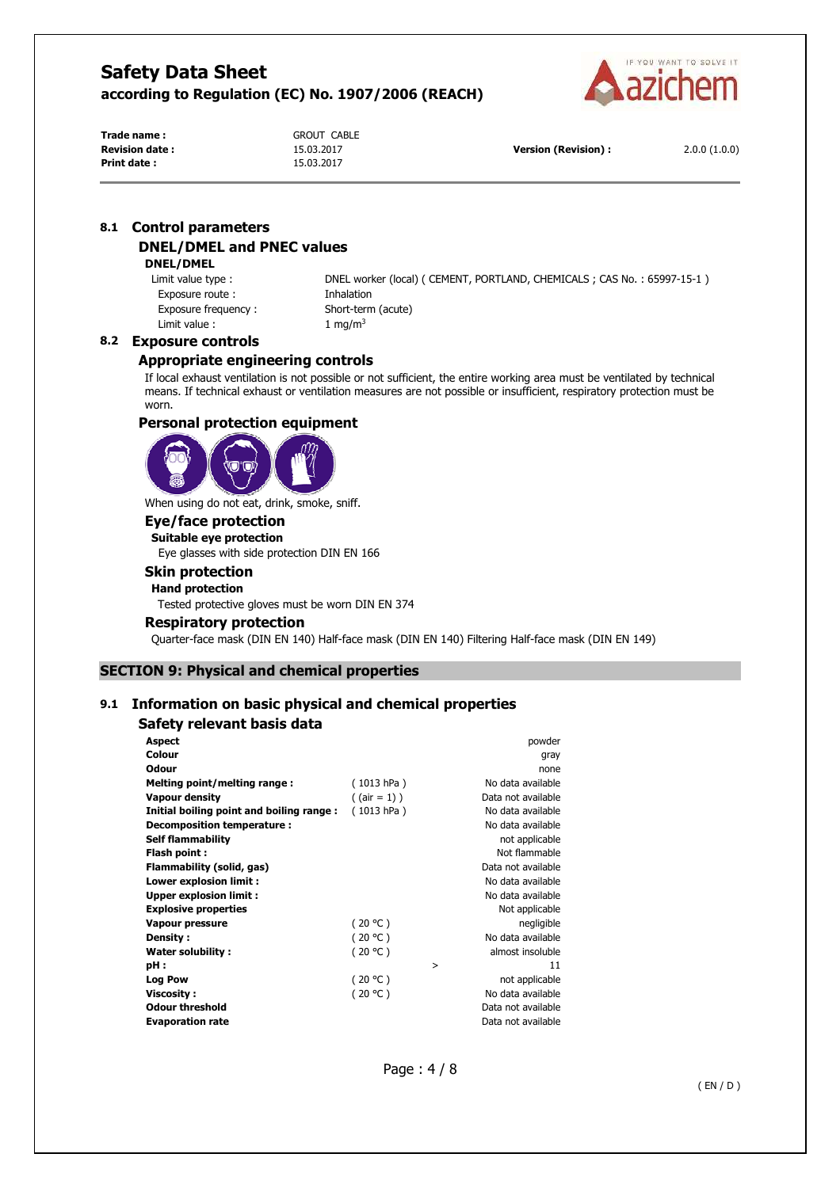**Trade name :** GROUT CABLE
**Revision date :** 15.03.2017
**Print date :** 15.03.2017
**Version (Revision) :** 2.0.0 (1.0.0)

## 8.1 Control parameters

### DNEL/DMEL and PNEC values

#### DNEL/DMEL

| | |
|---|---|
| Limit value type : | DNEL worker (local) ( CEMENT, PORTLAND, CHEMICALS ; CAS No. : 65997-15-1 ) |
| Exposure route : | Inhalation |
| Exposure frequency : | Short-term (acute) |
| Limit value : | 1 mg/m$^3$ |

## 8.2 Exposure controls

### Appropriate engineering controls

If local exhaust ventilation is not possible or not sufficient, the entire working area must be ventilated by technical means. If technical exhaust or ventilation measures are not possible or insufficient, respiratory protection must be worn.

### Personal protection equipment

When using do not eat, drink, smoke, sniff.

#### Eye/face protection

**Suitable eye protection**

Eye glasses with side protection DIN EN 166

#### Skin protection

**Hand protection**

Tested protective gloves must be worn DIN EN 374

#### Respiratory protection

Quarter-face mask (DIN EN 140) Half-face mask (DIN EN 140) Filtering Half-face mask (DIN EN 149)

# SECTION 9: Physical and chemical properties

## 9.1 Information on basic physical and chemical properties

### Safety relevant basis data

| Property | Condition | | Value |
|---|---|---|---|
| **Aspect** | | | powder |
| **Colour** | | | gray |
| **Odour** | | | none |
| **Melting point/melting range :** | ( 1013 hPa ) | | No data available |
| **Vapour density** | ( (air = 1) ) | | Data not available |
| **Initial boiling point and boiling range :** | ( 1013 hPa ) | | No data available |
| **Decomposition temperature :** | | | No data available |
| **Self flammability** | | | not applicable |
| **Flash point :** | | | Not flammable |
| **Flammability (solid, gas)** | | | Data not available |
| **Lower explosion limit :** | | | No data available |
| **Upper explosion limit :** | | | No data available |
| **Explosive properties** | | | Not applicable |
| **Vapour pressure** | ( 20 °C ) | | negligible |
| **Density :** | ( 20 °C ) | | No data available |
| **Water solubility :** | ( 20 °C ) | | almost insoluble |
| **pH :** | | > | 11 |
| **Log Pow** | ( 20 °C ) | | not applicable |
| **Viscosity :** | ( 20 °C ) | | No data available |
| **Odour threshold** | | | Data not available |
| **Evaporation rate** | | | Data not available |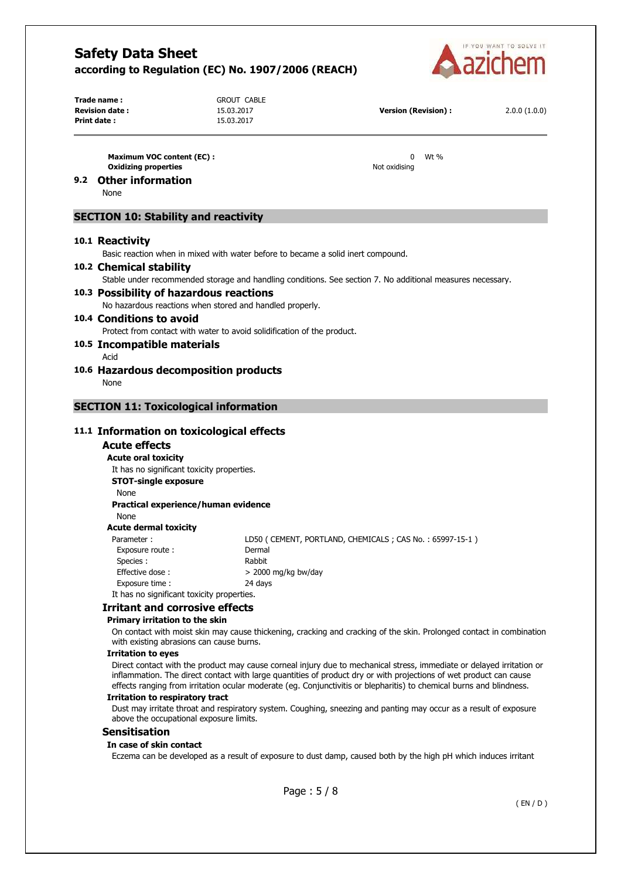**Maximum VOC content (EC) :** 0 Wt %
**Oxidizing properties** Not oxidising

### 9.2 Other information

None

## SECTION 10: Stability and reactivity

### 10.1 Reactivity

Basic reaction when in mixed with water before to became a solid inert compound.

### 10.2 Chemical stability

Stable under recommended storage and handling conditions. See section 7. No additional measures necessary.

### 10.3 Possibility of hazardous reactions

No hazardous reactions when stored and handled properly.

### 10.4 Conditions to avoid

Protect from contact with water to avoid solidification of the product.

### 10.5 Incompatible materials

Acid

### 10.6 Hazardous decomposition products

None

## SECTION 11: Toxicological information

### 11.1 Information on toxicological effects

#### Acute effects

**Acute oral toxicity**

It has no significant toxicity properties.

**STOT-single exposure**

None

**Practical experience/human evidence**

None

**Acute dermal toxicity**

| | |
|---|---|
| Parameter : | LD50 ( CEMENT, PORTLAND, CHEMICALS ; CAS No. : 65997-15-1 ) |
| Exposure route : | Dermal |
| Species : | Rabbit |
| Effective dose : | > 2000 mg/kg bw/day |
| Exposure time : | 24 days |

It has no significant toxicity properties.

#### Irritant and corrosive effects

**Primary irritation to the skin**

On contact with moist skin may cause thickening, cracking and cracking of the skin. Prolonged contact in combination with existing abrasions can cause burns.

**Irritation to eyes**

Direct contact with the product may cause corneal injury due to mechanical stress, immediate or delayed irritation or inflammation. The direct contact with large quantities of product dry or with projections of wet product can cause effects ranging from irritation ocular moderate (eg. Conjunctivitis or blepharitis) to chemical burns and blindness.

**Irritation to respiratory tract**

Dust may irritate throat and respiratory system. Coughing, sneezing and panting may occur as a result of exposure above the occupational exposure limits.

#### Sensitisation

**In case of skin contact**

Eczema can be developed as a result of exposure to dust damp, caused both by the high pH which induces irritant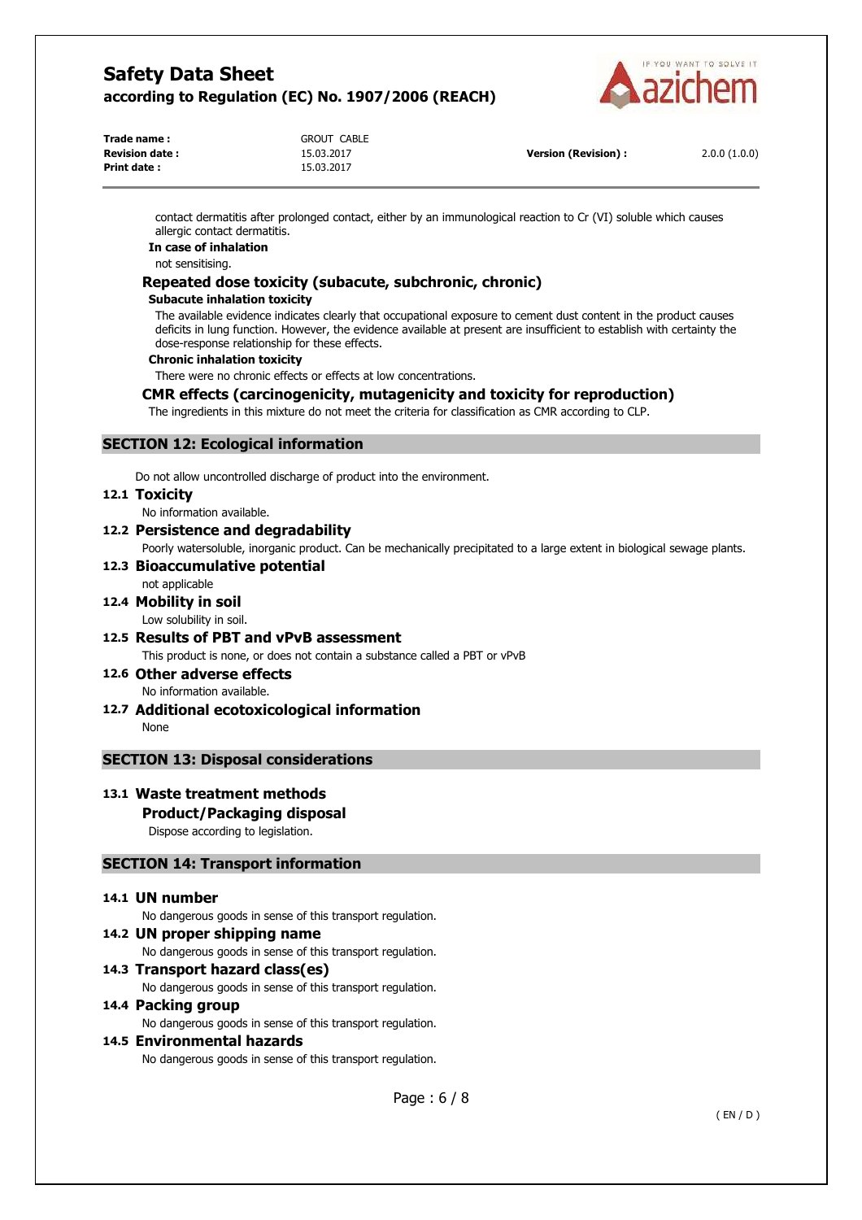contact dermatitis after prolonged contact, either by an immunological reaction to Cr (VI) soluble which causes allergic contact dermatitis.

**In case of inhalation**

not sensitising.

### Repeated dose toxicity (subacute, subchronic, chronic)

**Subacute inhalation toxicity**

The available evidence indicates clearly that occupational exposure to cement dust content in the product causes deficits in lung function. However, the evidence available at present are insufficient to establish with certainty the dose-response relationship for these effects.

**Chronic inhalation toxicity**

There were no chronic effects or effects at low concentrations.

### CMR effects (carcinogenicity, mutagenicity and toxicity for reproduction)

The ingredients in this mixture do not meet the criteria for classification as CMR according to CLP.

## SECTION 12: Ecological information

Do not allow uncontrolled discharge of product into the environment.

### 12.1 Toxicity

No information available.

### 12.2 Persistence and degradability

Poorly watersoluble, inorganic product. Can be mechanically precipitated to a large extent in biological sewage plants.

### 12.3 Bioaccumulative potential

not applicable

### 12.4 Mobility in soil

Low solubility in soil.

### 12.5 Results of PBT and vPvB assessment

This product is none, or does not contain a substance called a PBT or vPvB

### 12.6 Other adverse effects

No information available.

### 12.7 Additional ecotoxicological information

None

## SECTION 13: Disposal considerations

### 13.1 Waste treatment methods

#### Product/Packaging disposal

Dispose according to legislation.

## SECTION 14: Transport information

### 14.1 UN number

No dangerous goods in sense of this transport regulation.

### 14.2 UN proper shipping name

No dangerous goods in sense of this transport regulation.

### 14.3 Transport hazard class(es)

No dangerous goods in sense of this transport regulation.

### 14.4 Packing group

No dangerous goods in sense of this transport regulation.

### 14.5 Environmental hazards

No dangerous goods in sense of this transport regulation.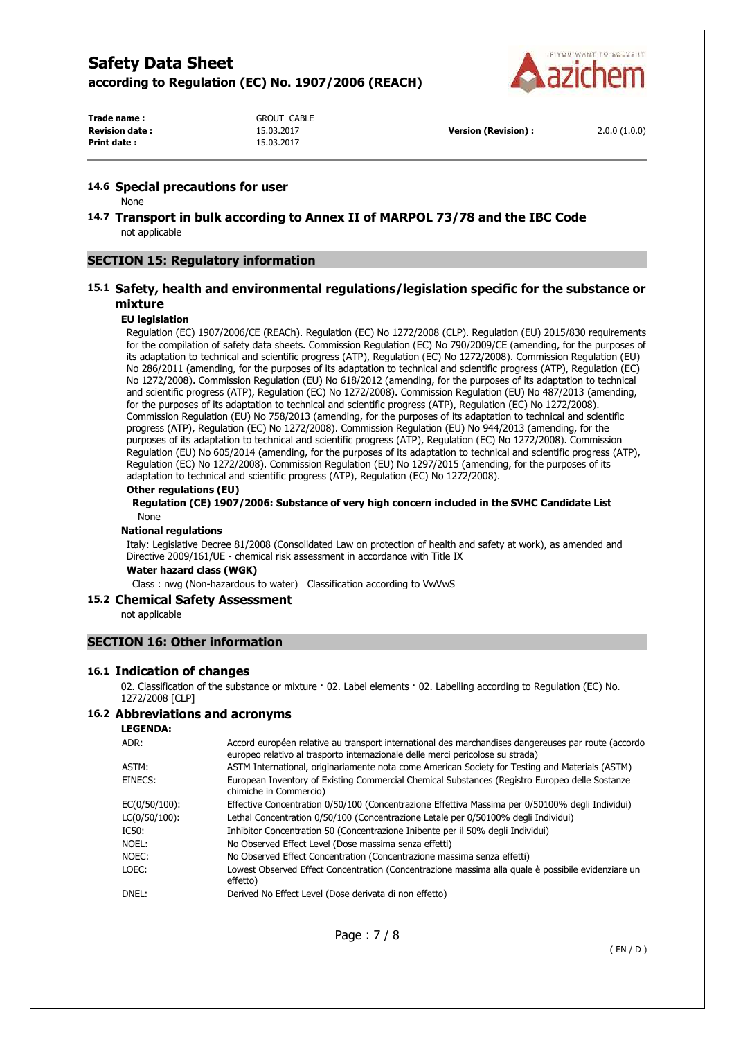### 14.6 Special precautions for user

None

### 14.7 Transport in bulk according to Annex II of MARPOL 73/78 and the IBC Code

not applicable

## SECTION 15: Regulatory information

### 15.1 Safety, health and environmental regulations/legislation specific for the substance or mixture

**EU legislation**

Regulation (EC) 1907/2006/CE (REACh). Regulation (EC) No 1272/2008 (CLP). Regulation (EU) 2015/830 requirements for the compilation of safety data sheets. Commission Regulation (EC) No 790/2009/CE (amending, for the purposes of its adaptation to technical and scientific progress (ATP), Regulation (EC) No 1272/2008). Commission Regulation (EU) No 286/2011 (amending, for the purposes of its adaptation to technical and scientific progress (ATP), Regulation (EC) No 1272/2008). Commission Regulation (EU) No 618/2012 (amending, for the purposes of its adaptation to technical and scientific progress (ATP), Regulation (EC) No 1272/2008). Commission Regulation (EU) No 487/2013 (amending, for the purposes of its adaptation to technical and scientific progress (ATP), Regulation (EC) No 1272/2008). Commission Regulation (EU) No 758/2013 (amending, for the purposes of its adaptation to technical and scientific progress (ATP), Regulation (EC) No 1272/2008). Commission Regulation (EU) No 944/2013 (amending, for the purposes of its adaptation to technical and scientific progress (ATP), Regulation (EC) No 1272/2008). Commission Regulation (EU) No 605/2014 (amending, for the purposes of its adaptation to technical and scientific progress (ATP), Regulation (EC) No 1272/2008). Commission Regulation (EU) No 1297/2015 (amending, for the purposes of its adaptation to technical and scientific progress (ATP), Regulation (EC) No 1272/2008).

**Other regulations (EU)**

**Regulation (CE) 1907/2006: Substance of very high concern included in the SVHC Candidate List**

None

**National regulations**

Italy: Legislative Decree 81/2008 (Consolidated Law on protection of health and safety at work), as amended and Directive 2009/161/UE - chemical risk assessment in accordance with Title IX

**Water hazard class (WGK)**

Class : nwg (Non-hazardous to water)   Classification according to VwVwS

### 15.2 Chemical Safety Assessment

not applicable

## SECTION 16: Other information

### 16.1 Indication of changes

02. Classification of the substance or mixture · 02. Label elements · 02. Labelling according to Regulation (EC) No. 1272/2008 [CLP]

### 16.2 Abbreviations and acronyms

**LEGENDA:**

| | |
|---|---|
| ADR: | Accord européen relative au transport international des marchandises dangereuses par route (accordo europeo relativo al trasporto internazionale delle merci pericolose su strada) |
| ASTM: | ASTM International, originariamente nota come American Society for Testing and Materials (ASTM) |
| EINECS: | European Inventory of Existing Commercial Chemical Substances (Registro Europeo delle Sostanze chimiche in Commercio) |
| EC(0/50/100): | Effective Concentration 0/50/100 (Concentrazione Effettiva Massima per 0/50100% degli Individui) |
| LC(0/50/100): | Lethal Concentration 0/50/100 (Concentrazione Letale per 0/50100% degli Individui) |
| IC50: | Inhibitor Concentration 50 (Concentrazione Inibente per il 50% degli Individui) |
| NOEL: | No Observed Effect Level (Dose massima senza effetti) |
| NOEC: | No Observed Effect Concentration (Concentrazione massima senza effetti) |
| LOEC: | Lowest Observed Effect Concentration (Concentrazione massima alla quale è possibile evidenziare un effetto) |
| DNEL: | Derived No Effect Level (Dose derivata di non effetto) |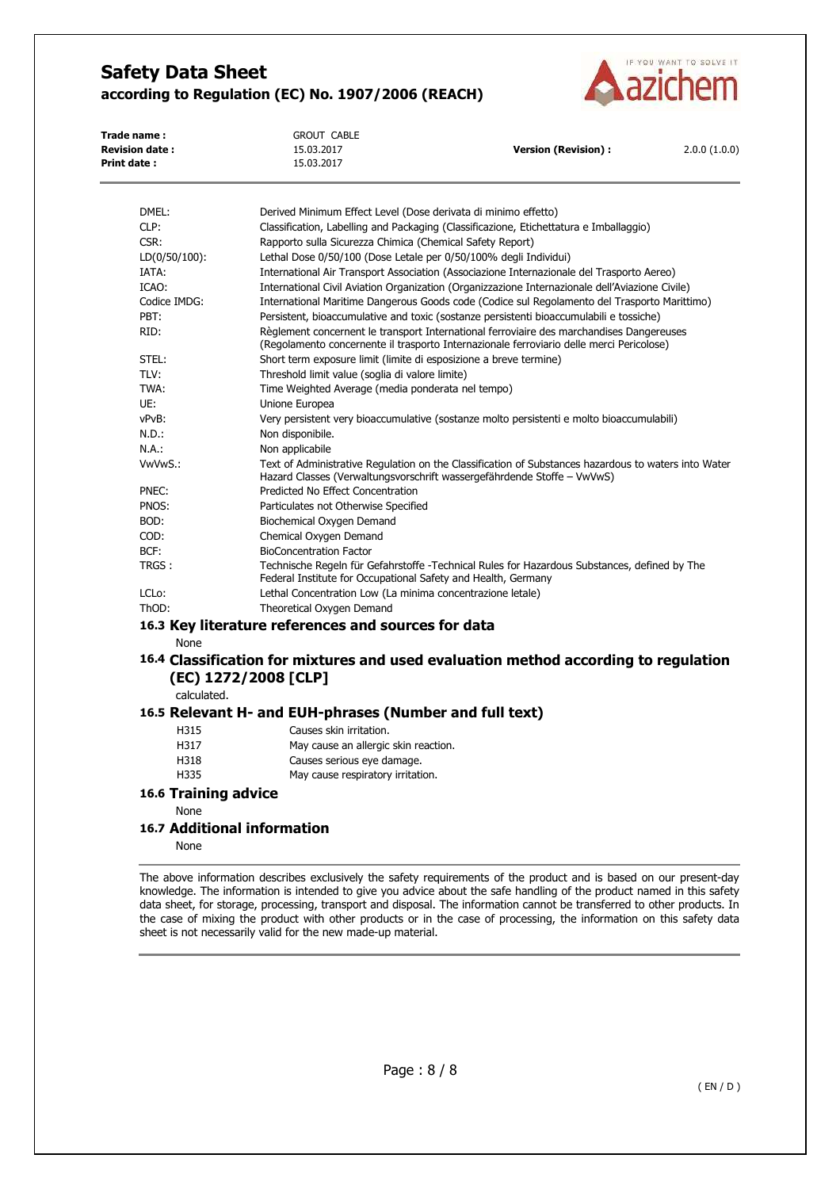| | |
|---|---|
| DMEL: | Derived Minimum Effect Level (Dose derivata di minimo effetto) |
| CLP: | Classification, Labelling and Packaging (Classificazione, Etichettatura e Imballaggio) |
| CSR: | Rapporto sulla Sicurezza Chimica (Chemical Safety Report) |
| LD(0/50/100): | Lethal Dose 0/50/100 (Dose Letale per 0/50/100% degli Individui) |
| IATA: | International Air Transport Association (Associazione Internazionale del Trasporto Aereo) |
| ICAO: | International Civil Aviation Organization (Organizzazione Internazionale dell'Aviazione Civile) |
| Codice IMDG: | International Maritime Dangerous Goods code (Codice sul Regolamento del Trasporto Marittimo) |
| PBT: | Persistent, bioaccumulative and toxic (sostanze persistenti bioaccumulabili e tossiche) |
| RID: | Règlement concernent le transport International ferroviaire des marchandises Dangereuses (Regolamento concernente il trasporto Internazionale ferroviario delle merci Pericolose) |
| STEL: | Short term exposure limit (limite di esposizione a breve termine) |
| TLV: | Threshold limit value (soglia di valore limite) |
| TWA: | Time Weighted Average (media ponderata nel tempo) |
| UE: | Unione Europea |
| vPvB: | Very persistent very bioaccumulative (sostanze molto persistenti e molto bioaccumulabili) |
| N.D.: | Non disponibile. |
| N.A.: | Non applicabile |
| VwVwS.: | Text of Administrative Regulation on the Classification of Substances hazardous to waters into Water Hazard Classes (Verwaltungsvorschrift wassergefährdende Stoffe – VwVwS) |
| PNEC: | Predicted No Effect Concentration |
| PNOS: | Particulates not Otherwise Specified |
| BOD: | Biochemical Oxygen Demand |
| COD: | Chemical Oxygen Demand |
| BCF: | BioConcentration Factor |
| TRGS : | Technische Regeln für Gefahrstoffe -Technical Rules for Hazardous Substances, defined by The Federal Institute for Occupational Safety and Health, Germany |
| LCLo: | Lethal Concentration Low (La minima concentrazione letale) |
| ThOD: | Theoretical Oxygen Demand |

### 16.3 Key literature references and sources for data

None

### 16.4 Classification for mixtures and used evaluation method according to regulation (EC) 1272/2008 [CLP]

calculated.

### 16.5 Relevant H- and EUH-phrases (Number and full text)

| | |
|---|---|
| H315 | Causes skin irritation. |
| H317 | May cause an allergic skin reaction. |
| H318 | Causes serious eye damage. |
| H335 | May cause respiratory irritation. |

### 16.6 Training advice

None

### 16.7 Additional information

None

The above information describes exclusively the safety requirements of the product and is based on our present-day knowledge. The information is intended to give you advice about the safe handling of the product named in this safety data sheet, for storage, processing, transport and disposal. The information cannot be transferred to other products. In the case of mixing the product with other products or in the case of processing, the information on this safety data sheet is not necessarily valid for the new made-up material.